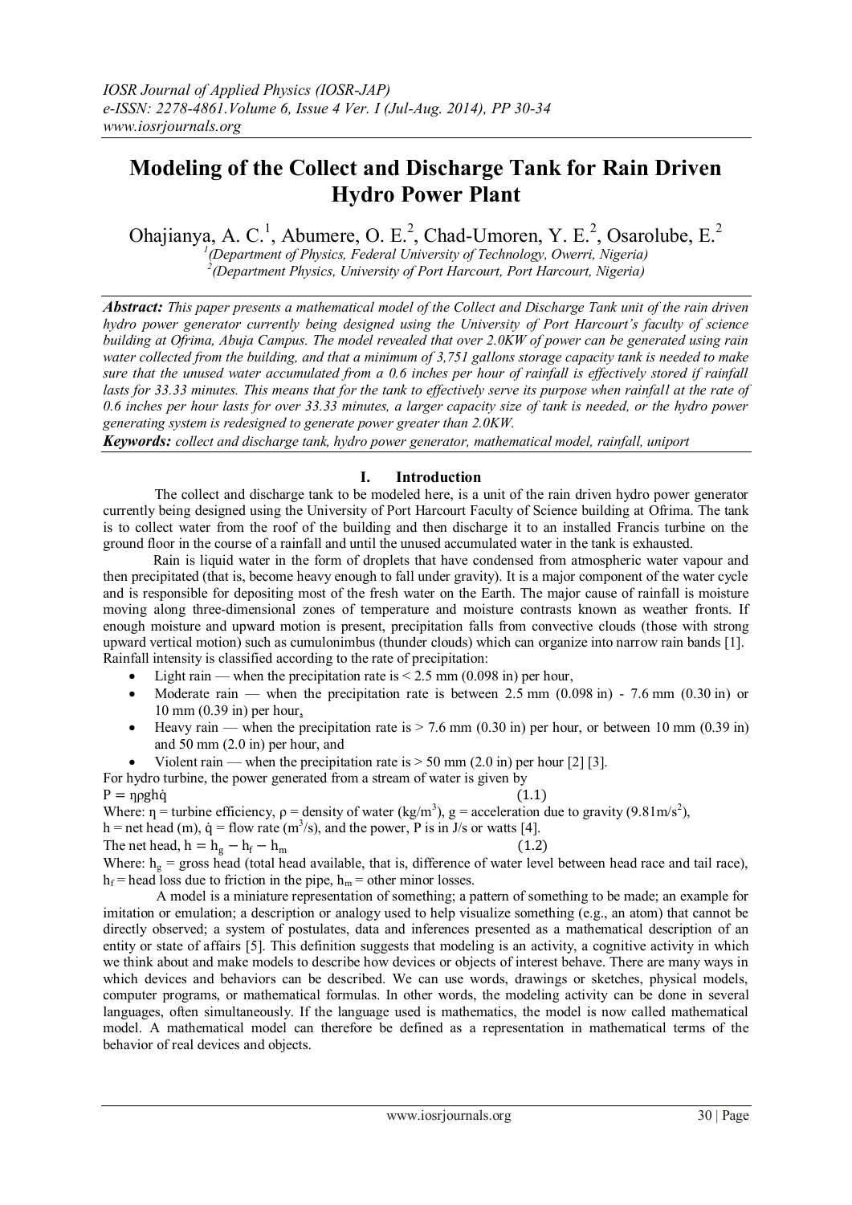// Modeling of the Collect and Discharge Tank for Rain Driven Hydro Power Plant

# Modeling of the Collect and Discharge Tank for Rain Driven Hydro Power Plant

Ohajianya, A. C.[1], Abumere, O. E.[2], Chad-Umoren, Y. E.[2], Osarolube, E.[2]

[1](Department of Physics, Federal University of Technology, Owerri, Nigeria)
[2](Department Physics, University of Port Harcourt, Port Harcourt, Nigeria)

***Abstract:*** *This paper presents a mathematical model of the Collect and Discharge Tank unit of the rain driven hydro power generator currently being designed using the University of Port Harcourt's faculty of science building at Ofrima, Abuja Campus. The model revealed that over 2.0KW of power can be generated using rain water collected from the building, and that a minimum of 3,751 gallons storage capacity tank is needed to make sure that the unused water accumulated from a 0.6 inches per hour of rainfall is effectively stored if rainfall lasts for 33.33 minutes. This means that for the tank to effectively serve its purpose when rainfall at the rate of 0.6 inches per hour lasts for over 33.33 minutes, a larger capacity size of tank is needed, or the hydro power generating system is redesigned to generate power greater than 2.0KW.*

***Keywords:*** *collect and discharge tank, hydro power generator, mathematical model, rainfall, uniport*

## I. Introduction

The collect and discharge tank to be modeled here, is a unit of the rain driven hydro power generator currently being designed using the University of Port Harcourt Faculty of Science building at Ofrima. The tank is to collect water from the roof of the building and then discharge it to an installed Francis turbine on the ground floor in the course of a rainfall and until the unused accumulated water in the tank is exhausted.

Rain is liquid water in the form of droplets that have condensed from atmospheric water vapour and then precipitated (that is, become heavy enough to fall under gravity). It is a major component of the water cycle and is responsible for depositing most of the fresh water on the Earth. The major cause of rainfall is moisture moving along three-dimensional zones of temperature and moisture contrasts known as weather fronts. If enough moisture and upward motion is present, precipitation falls from convective clouds (those with strong upward vertical motion) such as cumulonimbus (thunder clouds) which can organize into narrow rain bands [1]. Rainfall intensity is classified according to the rate of precipitation:

- Light rain — when the precipitation rate is < 2.5 mm (0.098 in) per hour,
- Moderate rain — when the precipitation rate is between 2.5 mm (0.098 in) - 7.6 mm (0.30 in) or 10 mm (0.39 in) per hour,
- Heavy rain — when the precipitation rate is > 7.6 mm (0.30 in) per hour, or between 10 mm (0.39 in) and 50 mm (2.0 in) per hour, and
- Violent rain — when the precipitation rate is > 50 mm (2.0 in) per hour [2] [3].

For hydro turbine, the power generated from a stream of water is given by

$$P = \eta \rho g h \dot{q} \tag{1.1}$$

Where: $\eta$ = turbine efficiency, $\rho$ = density of water ($kg/m^3$), g = acceleration due to gravity ($9.81 m/s^2$), h = net head (m), $\dot{q}$ = flow rate ($m^3/s$), and the power, P is in J/s or watts [4].

The net head, $h = h_g - h_f - h_m$ (1.2)

Where: $h_g$ = gross head (total head available, that is, difference of water level between head race and tail race), $h_f$ = head loss due to friction in the pipe, $h_m$ = other minor losses.

A model is a miniature representation of something; a pattern of something to be made; an example for imitation or emulation; a description or analogy used to help visualize something (e.g., an atom) that cannot be directly observed; a system of postulates, data and inferences presented as a mathematical description of an entity or state of affairs [5]. This definition suggests that modeling is an activity, a cognitive activity in which we think about and make models to describe how devices or objects of interest behave. There are many ways in which devices and behaviors can be described. We can use words, drawings or sketches, physical models, computer programs, or mathematical formulas. In other words, the modeling activity can be done in several languages, often simultaneously. If the language used is mathematics, the model is now called mathematical model. A mathematical model can therefore be defined as a representation in mathematical terms of the behavior of real devices and objects.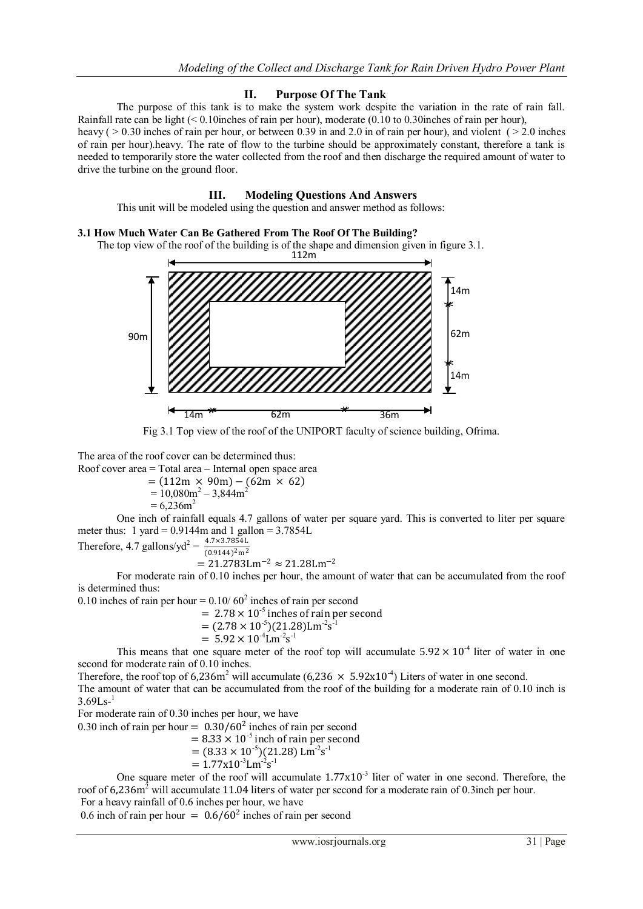## II. Purpose Of The Tank

The purpose of this tank is to make the system work despite the variation in the rate of rain fall. Rainfall rate can be light (< 0.10inches of rain per hour), moderate (0.10 to 0.30inches of rain per hour), heavy ( > 0.30 inches of rain per hour, or between 0.39 in and 2.0 in of rain per hour), and violent ( > 2.0 inches of rain per hour).heavy. The rate of flow to the turbine should be approximately constant, therefore a tank is needed to temporarily store the water collected from the roof and then discharge the required amount of water to drive the turbine on the ground floor.

## III. Modeling Questions And Answers

This unit will be modeled using the question and answer method as follows:

### 3.1 How Much Water Can Be Gathered From The Roof Of The Building?

The top view of the roof of the building is of the shape and dimension given in figure 3.1.

112m; 90m; 14m; 62m; 14m; 14m; 62m; 36m

Fig 3.1 Top view of the roof of the UNIPORT faculty of science building, Ofrima.

The area of the roof cover can be determined thus:

Roof cover area = Total area – Internal open space area

$$= (112\text{m} \times 90\text{m}) - (62\text{m} \times 62)$$

$$= 10{,}080\text{m}^2 - 3{,}844\text{m}^2$$

$$= 6{,}236\text{m}^2$$

One inch of rainfall equals 4.7 gallons of water per square yard. This is converted to liter per square meter thus: 1 yard = 0.9144m and 1 gallon = 3.7854L

Therefore, 4.7 gallons/yd$^2$ = $\frac{4.7\times 3.7854\text{L}}{(0.9144)^2\text{m}^2}$

$$= 21.2783\text{Lm}^{-2} \approx 21.28\text{Lm}^{-2}$$

For moderate rain of 0.10 inches per hour, the amount of water that can be accumulated from the roof is determined thus:

0.10 inches of rain per hour = $0.10/60^2$ inches of rain per second

$$= 2.78 \times 10^{-5} \text{ inches of rain per second}$$

$$= (2.78 \times 10^{-5})(21.28)\text{Lm}^{-2}\text{s}^{-1}$$

$$= 5.92 \times 10^{-4}\text{Lm}^{-2}\text{s}^{-1}$$

This means that one square meter of the roof top will accumulate $5.92 \times 10^{-4}$ liter of water in one second for moderate rain of 0.10 inches.

Therefore, the roof top of 6,236m$^2$ will accumulate ($6{,}236 \times 5.92\text{x}10^{-4}$) Liters of water in one second.

The amount of water that can be accumulated from the roof of the building for a moderate rain of 0.10 inch is 3.69Ls-$^1$

For moderate rain of 0.30 inches per hour, we have

0.30 inch of rain per hour = $0.30/60^2$ inches of rain per second

$$= 8.33 \times 10^{-5} \text{ inch of rain per second}$$

$$= (8.33 \times 10^{-5})(21.28)\text{ Lm}^{-2}\text{s}^{-1}$$

$$= 1.77\text{x}10^{-3}\text{Lm}^{-2}\text{s}^{-1}$$

One square meter of the roof will accumulate $1.77\text{x}10^{-3}$ liter of water in one second. Therefore, the roof of 6,236m$^2$ will accumulate 11.04 liters of water per second for a moderate rain of 0.3inch per hour.

For a heavy rainfall of 0.6 inches per hour, we have

0.6 inch of rain per hour = $0.6/60^2$ inches of rain per second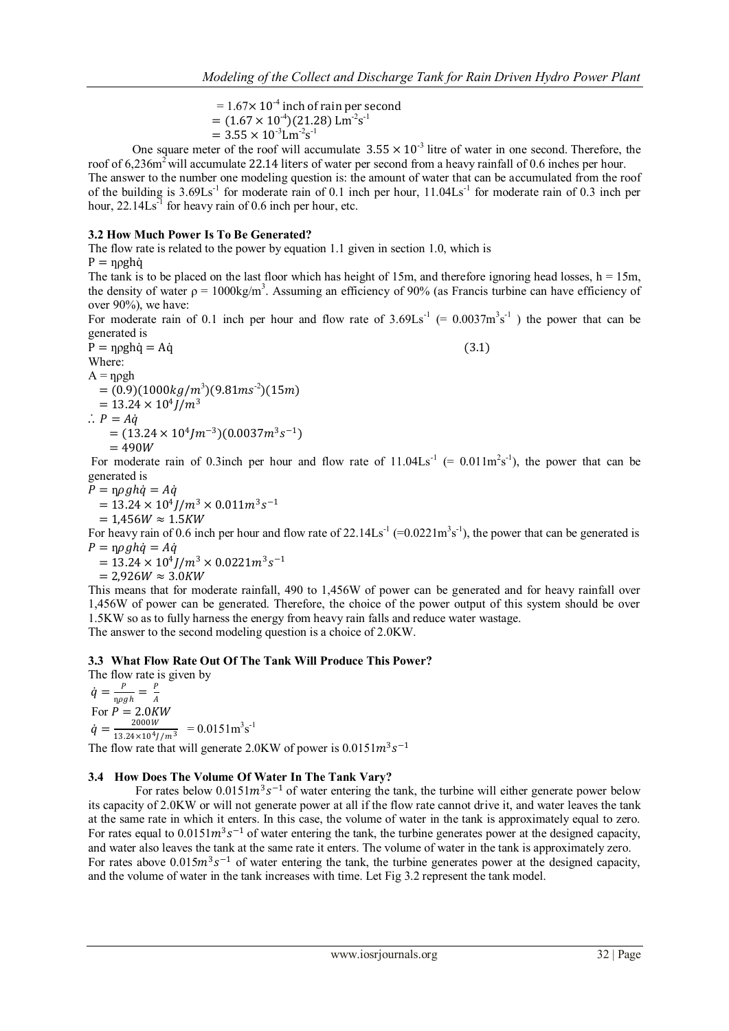$= 1.67\times 10^{-4}$ inch of rain per second

$= (1.67 \times 10^{-4})(21.28)\ \mathrm{Lm^{-2}s^{-1}}$

$= 3.55 \times 10^{-3}\mathrm{Lm^{-2}s^{-1}}$

One square meter of the roof will accumulate $3.55 \times 10^{-3}$ litre of water in one second. Therefore, the roof of 6,236m$^2$ will accumulate 22.14 liters of water per second from a heavy rainfall of 0.6 inches per hour. The answer to the number one modeling question is: the amount of water that can be accumulated from the roof of the building is 3.69Ls$^{-1}$ for moderate rain of 0.1 inch per hour, 11.04Ls$^{-1}$ for moderate rain of 0.3 inch per hour, 22.14Ls$^{-1}$ for heavy rain of 0.6 inch per hour, etc.

### 3.2 How Much Power Is To Be Generated?

The flow rate is related to the power by equation 1.1 given in section 1.0, which is

$P = \eta\rho g h\dot{q}$

The tank is to be placed on the last floor which has height of 15m, and therefore ignoring head losses, h = 15m, the density of water ρ = 1000kg/m$^3$. Assuming an efficiency of 90% (as Francis turbine can have efficiency of over 90%), we have:

For moderate rain of 0.1 inch per hour and flow rate of 3.69Ls$^{-1}$ (= 0.0037m$^3$s$^{-1}$ ) the power that can be generated is

$$P = \eta\rho g h\dot{q} = A\dot{q} \qquad (3.1)$$

Where:

$A = \eta\rho g h$

$= (0.9)(1000kg/m^3)(9.81ms^{-2})(15m)$

$= 13.24 \times 10^4 J/m^3$

$\therefore\ P = A\dot{q}$

$= (13.24 \times 10^4 Jm^{-3})(0.0037m^3s^{-1})$

$= 490W$

For moderate rain of 0.3inch per hour and flow rate of 11.04Ls$^{-1}$ (= 0.011m$^2$s$^{-1}$), the power that can be generated is

$P = \eta\rho g h\dot{q} = A\dot{q}$

$= 13.24 \times 10^4 J/m^3 \times 0.011m^3s^{-1}$

$= 1{,}456W \approx 1.5KW$

For heavy rain of 0.6 inch per hour and flow rate of 22.14Ls$^{-1}$ (=0.0221m$^3$s$^{-1}$), the power that can be generated is

$P = \eta\rho g h\dot{q} = A\dot{q}$

$= 13.24 \times 10^4 J/m^3 \times 0.0221m^3s^{-1}$

$= 2{,}926W \approx 3.0KW$

This means that for moderate rainfall, 490 to 1,456W of power can be generated and for heavy rainfall over 1,456W of power can be generated. Therefore, the choice of the power output of this system should be over 1.5KW so as to fully harness the energy from heavy rain falls and reduce water wastage.

The answer to the second modeling question is a choice of 2.0KW.

### 3.3 What Flow Rate Out Of The Tank Will Produce This Power?

The flow rate is given by

$\dot{q} = \frac{P}{\eta\rho g h} = \frac{P}{A}$

For $P = 2.0KW$

$\dot{q} = \frac{2000W}{13.24\times 10^4 J/m^3} = 0.0151\mathrm{m^3s^{-1}}$

The flow rate that will generate 2.0KW of power is $0.0151m^3s^{-1}$

### 3.4 How Does The Volume Of Water In The Tank Vary?

For rates below $0.0151m^3s^{-1}$ of water entering the tank, the turbine will either generate power below its capacity of 2.0KW or will not generate power at all if the flow rate cannot drive it, and water leaves the tank at the same rate in which it enters. In this case, the volume of water in the tank is approximately equal to zero. For rates equal to $0.0151m^3s^{-1}$ of water entering the tank, the turbine generates power at the designed capacity, and water also leaves the tank at the same rate it enters. The volume of water in the tank is approximately zero. For rates above $0.015m^3s^{-1}$ of water entering the tank, the turbine generates power at the designed capacity, and the volume of water in the tank increases with time. Let Fig 3.2 represent the tank model.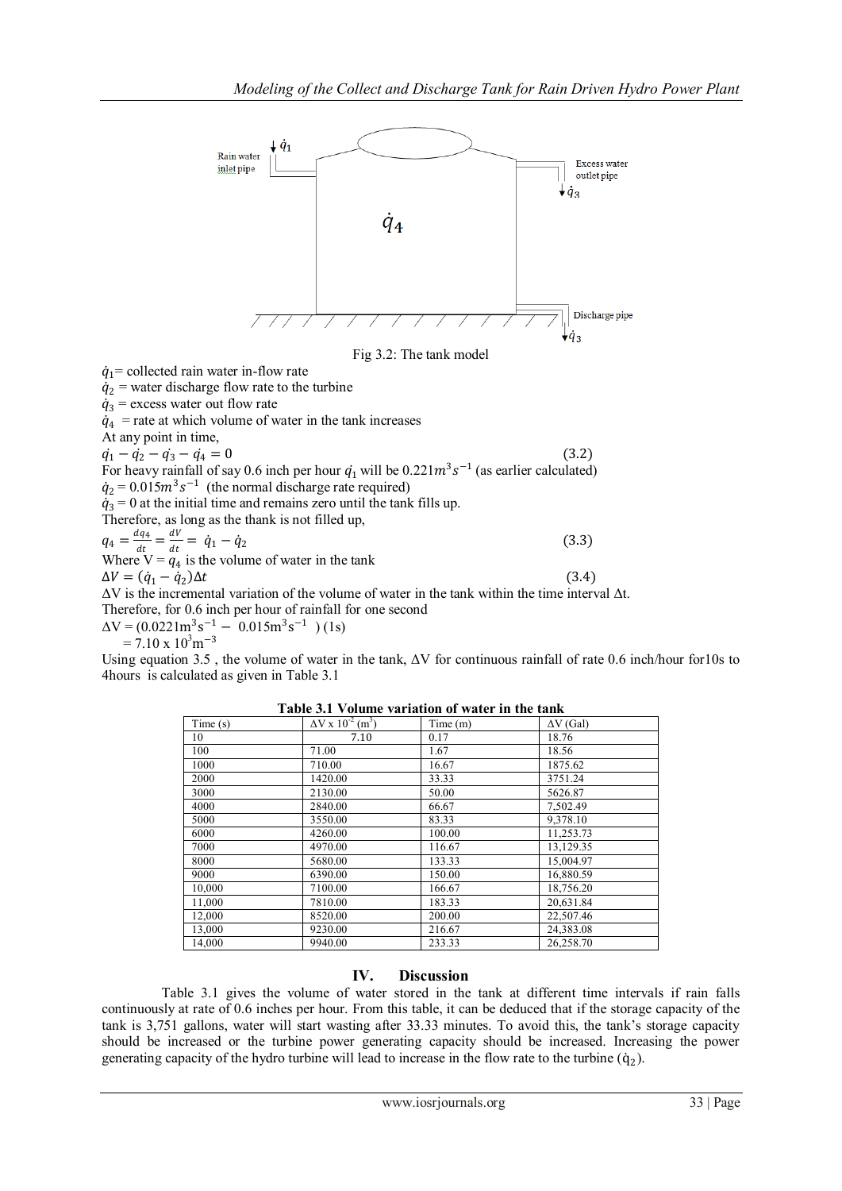Fig 3.2: The tank model

$\dot{q}_1$ = collected rain water in-flow rate
$\dot{q}_2$ = water discharge flow rate to the turbine
$\dot{q}_3$ = excess water out flow rate
$\dot{q}_4$ = rate at which volume of water in the tank increases
At any point in time,

$$\dot{q}_1 - \dot{q}_2 - \dot{q}_3 - \dot{q}_4 = 0 \quad (3.2)$$

For heavy rainfall of say 0.6 inch per hour $\dot{q}_1$ will be $0.221m^3s^{-1}$ (as earlier calculated)
$\dot{q}_2 = 0.015m^3s^{-1}$ (the normal discharge rate required)
$\dot{q}_3 = 0$ at the initial time and remains zero until the tank fills up.
Therefore, as long as the thank is not filled up,

$$q_4 = \frac{dq_4}{dt} = \frac{dV}{dt} = \dot{q}_1 - \dot{q}_2 \quad (3.3)$$

Where $V = q_4$ is the volume of water in the tank

$$\Delta V = (\dot{q}_1 - \dot{q}_2)\Delta t \quad (3.4)$$

ΔV is the incremental variation of the volume of water in the tank within the time interval Δt.
Therefore, for 0.6 inch per hour of rainfall for one second

$$\Delta V = (0.0221\text{m}^3\text{s}^{-1} - 0.015\text{m}^3\text{s}^{-1})(1\text{s})$$
$$= 7.10 \times 10^3\text{m}^{-3}$$

Using equation 3.5 , the volume of water in the tank, ΔV for continuous rainfall of rate 0.6 inch/hour for10s to 4hours is calculated as given in Table 3.1

**Table 3.1 Volume variation of water in the tank**

| Time (s) | ΔV x $10^{-2}$ ($m^3$) | Time (m) | ΔV (Gal) |
|---|---|---|---|
| 10 | 7.10 | 0.17 | 18.76 |
| 100 | 71.00 | 1.67 | 18.56 |
| 1000 | 710.00 | 16.67 | 1875.62 |
| 2000 | 1420.00 | 33.33 | 3751.24 |
| 3000 | 2130.00 | 50.00 | 5626.87 |
| 4000 | 2840.00 | 66.67 | 7,502.49 |
| 5000 | 3550.00 | 83.33 | 9,378.10 |
| 6000 | 4260.00 | 100.00 | 11,253.73 |
| 7000 | 4970.00 | 116.67 | 13,129.35 |
| 8000 | 5680.00 | 133.33 | 15,004.97 |
| 9000 | 6390.00 | 150.00 | 16,880.59 |
| 10,000 | 7100.00 | 166.67 | 18,756.20 |
| 11,000 | 7810.00 | 183.33 | 20,631.84 |
| 12,000 | 8520.00 | 200.00 | 22,507.46 |
| 13,000 | 9230.00 | 216.67 | 24,383.08 |
| 14,000 | 9940.00 | 233.33 | 26,258.70 |

## IV. Discussion

Table 3.1 gives the volume of water stored in the tank at different time intervals if rain falls continuously at rate of 0.6 inches per hour. From this table, it can be deduced that if the storage capacity of the tank is 3,751 gallons, water will start wasting after 33.33 minutes. To avoid this, the tank's storage capacity should be increased or the turbine power generating capacity should be increased. Increasing the power generating capacity of the hydro turbine will lead to increase in the flow rate to the turbine ($\dot{q}_2$).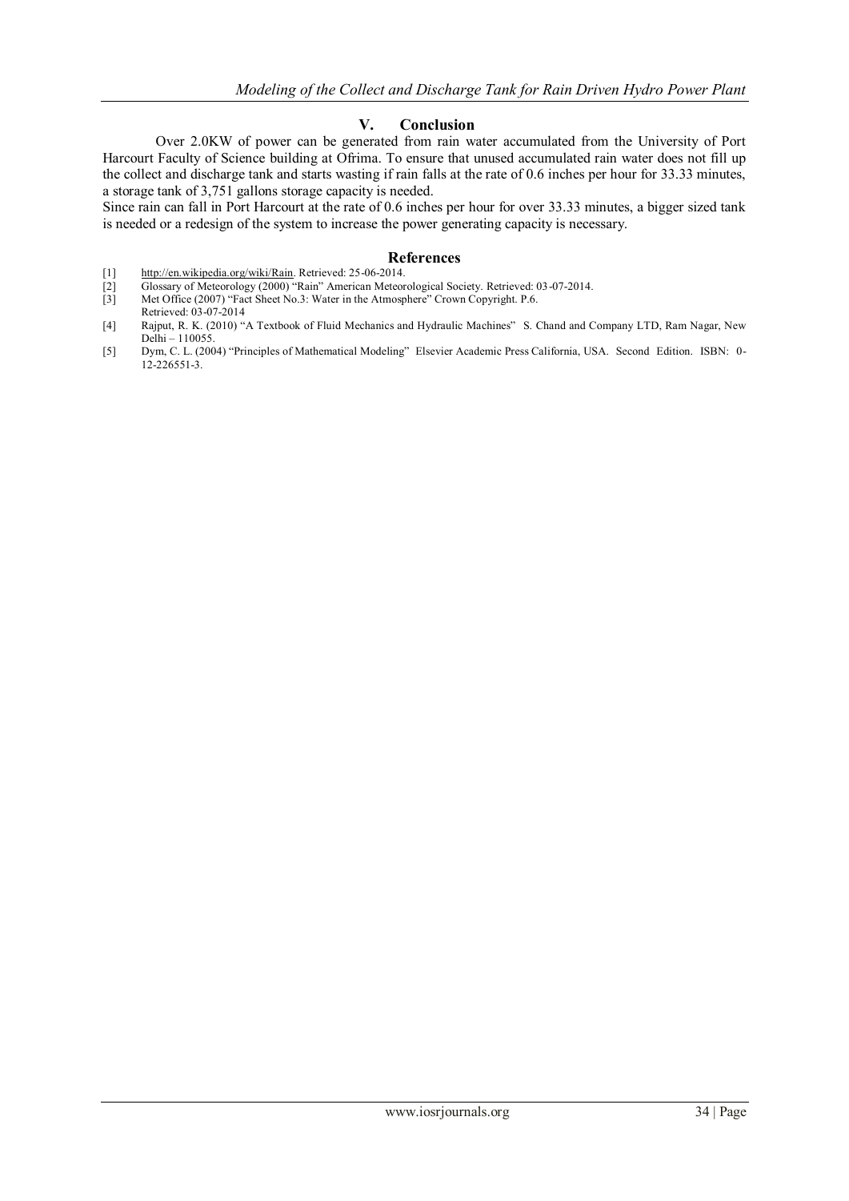## V. Conclusion

Over 2.0KW of power can be generated from rain water accumulated from the University of Port Harcourt Faculty of Science building at Ofrima. To ensure that unused accumulated rain water does not fill up the collect and discharge tank and starts wasting if rain falls at the rate of 0.6 inches per hour for 33.33 minutes, a storage tank of 3,751 gallons storage capacity is needed.

Since rain can fall in Port Harcourt at the rate of 0.6 inches per hour for over 33.33 minutes, a bigger sized tank is needed or a redesign of the system to increase the power generating capacity is necessary.

## References

[1] http://en.wikipedia.org/wiki/Rain. Retrieved: 25-06-2014.

[2] Glossary of Meteorology (2000) "Rain" American Meteorological Society. Retrieved: 03-07-2014.

[3] Met Office (2007) "Fact Sheet No.3: Water in the Atmosphere" Crown Copyright. P.6. Retrieved: 03-07-2014

[4] Rajput, R. K. (2010) "A Textbook of Fluid Mechanics and Hydraulic Machines" S. Chand and Company LTD, Ram Nagar, New Delhi – 110055.

[5] Dym, C. L. (2004) "Principles of Mathematical Modeling" Elsevier Academic Press California, USA. Second Edition. ISBN: 0-12-226551-3.